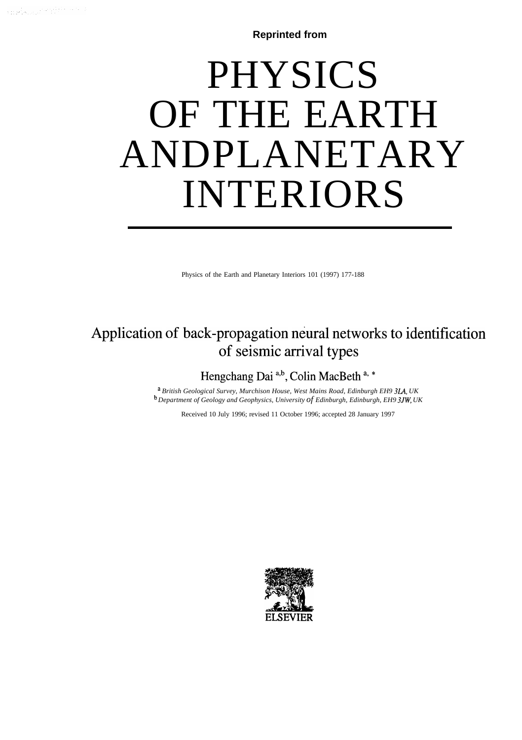Reprinted from

# PHYSICS OF THE EARTH ANDPLANETARY INTERIORS

Physics of the Earth and Planetary Interiors 101 (1997) 177-188

## Application of back-propagation neural networks to identification of seismic arrival types

Hengchang Dai [a,b], Colin MacBeth [a,*]

[a] *British Geological Survey, Murchison House, West Mains Road, Edinburgh EH9 3LA, UK*
[b] *Department of Geology and Geophysics, University of Edinburgh, Edinburgh, EH9 3JW, UK*

Received 10 July 1996; revised 11 October 1996; accepted 28 January 1997

ELSEVIER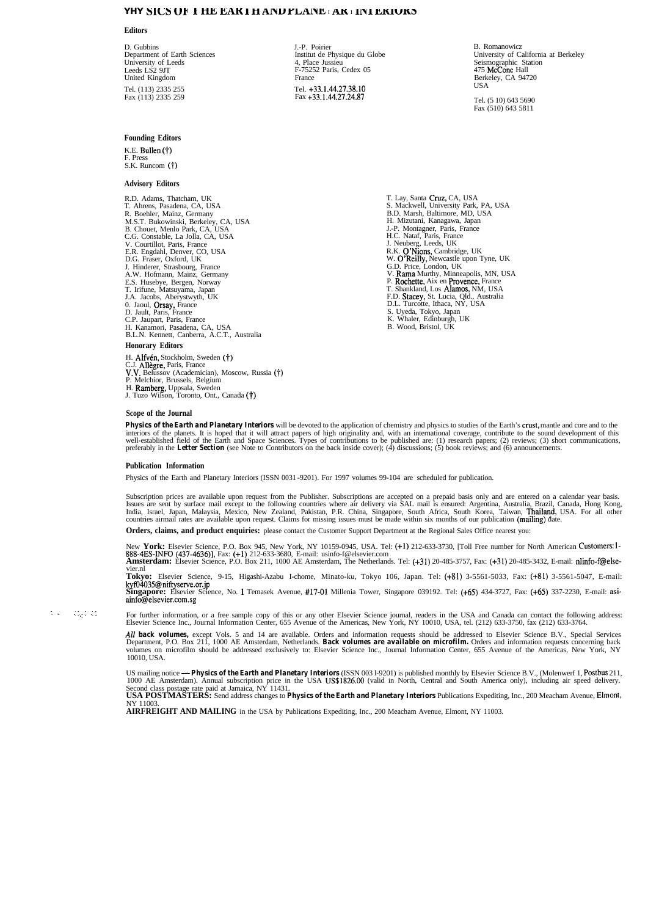# PHYSICS OF THE EARTH AND PLANETARY INTERIORS

**Editors**

D. Gubbins
Department of Earth Sciences
University of Leeds
Leeds LS2 9JT
United Kingdom
Tel. (113) 2335 255
Fax (113) 2335 259

J.-P. Poirier
Institut de Physique du Globe
4, Place Jussieu
F-75252 Paris, Cedex 05
France
Tel. +33.1.44.27.38.10
Fax +33.1.44.27.24.87

B. Romanowicz
University of California at Berkeley
Seismographic Station
475 McCone Hall
Berkeley, CA 94720
USA
Tel. (5 10) 643 5690
Fax (510) 643 5811

**Founding Editors**

K.E. Bullen (†)
F. Press
S.K. Runcom (†)

**Advisory Editors**

R.D. Adams, Thatcham, UK
T. Ahrens, Pasadena, CA, USA
R. Boehler, Mainz, Germany
M.S.T. Bukowinski, Berkeley, CA, USA
B. Chouet, Menlo Park, CA, USA
C.G. Constable, La Jolla, CA, USA
V. Courtillot, Paris, France
E.R. Engdahl, Denver, CO, USA
D.G. Fraser, Oxford, UK
J. Hinderer, Strasbourg, France
A.W. Hofmann, Mainz, Germany
E.S. Husebye, Bergen, Norway
T. Irifune, Matsuyama, Japan
J.A. Jacobs, Aberystwyth, UK
0. Jaoul, Orsay, France
D. Jault, Paris, France
C.P. Jaupart, Paris, France
H. Kanamori, Pasadena, CA, USA
B.L.N. Kennett, Canberra, A.C.T., Australia
T. Lay, Santa Cruz, CA, USA
S. Mackwell, University Park, PA, USA
B.D. Marsh, Baltimore, MD, USA
H. Mizutani, Kanagawa, Japan
J.-P. Montagner, Paris, France
H.C. Nataf, Paris, France
J. Neuberg, Leeds, UK
R.K. O'Nions, Cambridge, UK
W. O'Reilly, Newcastle upon Tyne, UK
G.D. Price, London, UK
V. Rama Murthy, Minneapolis, MN, USA
P. Rochette, Aix en Provence, France
T. Shankland, Los Alamos, NM, USA
F.D. Stacey, St. Lucia, Qld., Australia
D.L. Turcotte, Ithaca, NY, USA
S. Uyeda, Tokyo, Japan
K. Whaler, Edinburgh, UK
B. Wood, Bristol, UK

**Honorary Editors**

H. Alfvén, Stockholm, Sweden (†)
C.J. Allègre, Paris, France
V.V. Belussov (Academician), Moscow, Russia (†)
P. Melchior, Brussels, Belgium
H. Ramberg, Uppsala, Sweden
J. Tuzo Wilson, Toronto, Ont., Canada (†)

**Scope of the Journal**

***Physics of the Earth and Planetary Interiors*** will be devoted to the application of chemistry and physics to studies of the Earth's crust, mantle and core and to the interiors of the planets. It is hoped that it will attract papers of high originality and, with an international coverage, contribute to the sound development of this well-established field of the Earth and Space Sciences. Types of contributions to be published are: (1) research papers; (2) reviews; (3) short communications, preferably in the ***Letter Section*** (see Note to Contributors on the back inside cover); (4) discussions; (5) book reviews; and (6) announcements.

**Publication Information**

Physics of the Earth and Planetary Interiors (ISSN 0031-9201). For 1997 volumes 99-104 are scheduled for publication.

Subscription prices are available upon request from the Publisher. Subscriptions are accepted on a prepaid basis only and are entered on a calendar year basis. Issues are sent by surface mail except to the following countries where air delivery via SAL mail is ensured: Argentina, Australia, Brazil, Canada, Hong Kong, India, Israel, Japan, Malaysia, Mexico, New Zealand, Pakistan, P.R. China, Singapore, South Africa, South Korea, Taiwan, Thailand, USA. For all other countries airmail rates are available upon request. Claims for missing issues must be made within six months of our publication (mailing) date.

**Orders, claims, and product enquiries:** please contact the Customer Support Department at the Regional Sales Office nearest you:

**New York:** Elsevier Science, P.O. Box 945, New York, NY 10159-0945, USA. Tel: (+1) 212-633-3730, [Toll Free number for North American Customers: 1-888-4ES-INFO (437-4636)], Fax: (+1) 212-633-3680, E-mail: usinfo-f@elsevier.com
**Amsterdam:** Elsevier Science, P.O. Box 211, 1000 AE Amsterdam, The Netherlands. Tel: (+31) 20-485-3757, Fax: (+31) 20-485-3432, E-mail: nlinfo-f@elsevier.nl
**Tokyo:** Elsevier Science, 9-15, Higashi-Azabu 1-chome, Minato-ku, Tokyo 106, Japan. Tel: (+81) 3-5561-5033, Fax: (+81) 3-5561-5047, E-mail: kyf04035@niftyserve.or.jp
**Singapore:** Elsevier Science, No. 1 Temasek Avenue, #17-01 Millenia Tower, Singapore 039192. Tel: (+65) 434-3727, Fax: (+65) 337-2230, E-mail: asiainfo@elsevier.com.sg

For further information, or a free sample copy of this or any other Elsevier Science journal, readers in the USA and Canada can contact the following address: Elsevier Science Inc., Journal Information Center, 655 Avenue of the Americas, New York, NY 10010, USA, tel. (212) 633-3750, fax (212) 633-3764.

***All back volumes,*** except Vols. 5 and 14 are available. Orders and information requests should be addressed to Elsevier Science B.V., Special Services Department, P.O. Box 211, 1000 AE Amsterdam, Netherlands. **Back volumes are available on microfilm.** Orders and information requests concerning back volumes on microfilm should be addressed exclusively to: Elsevier Science Inc., Journal Information Center, 655 Avenue of the Americas, New York, NY 10010, USA.

US mailing notice — ***Physics of the Earth and Planetary Interiors*** (ISSN 0031-9201) is published monthly by Elsevier Science B.V., (Molenwerf 1, Postbus 211, 1000 AE Amsterdam). Annual subscription price in the USA US$1826.00 (valid in North, Central and South America only), including air speed delivery. Second class postage rate paid at Jamaica, NY 11431.
**USA POSTMASTERS:** Send address changes to ***Physics of the Earth and Planetary Interiors*** Publications Expediting, Inc., 200 Meacham Avenue, Elmont, NY 11003.
**AIRFREIGHT AND MAILING** in the USA by Publications Expediting, Inc., 200 Meacham Avenue, Elmont, NY 11003.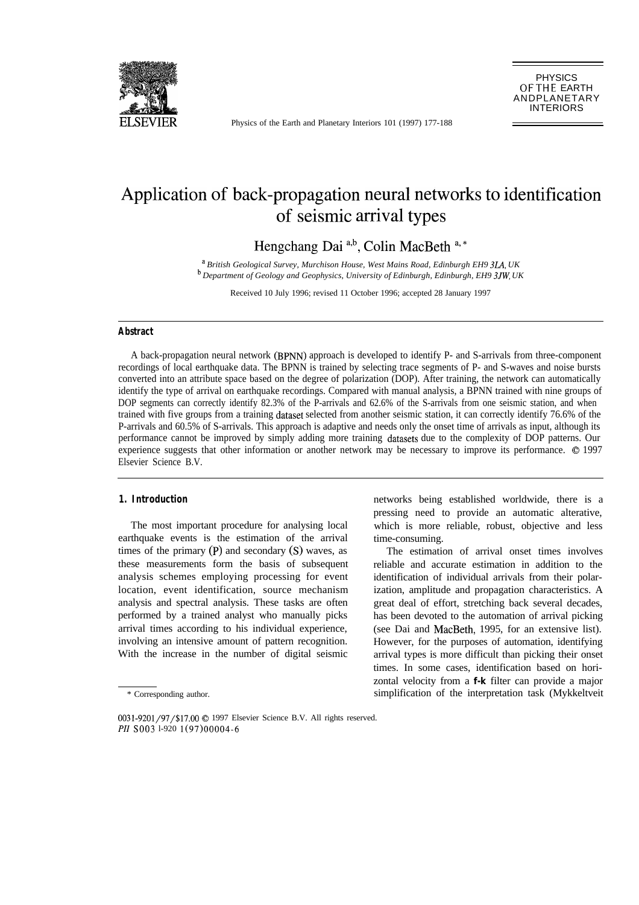# Application of back-propagation neural networks to identification of seismic arrival types

Hengchang Dai [a,b], Colin MacBeth [a,*]

[a] *British Geological Survey, Murchison House, West Mains Road, Edinburgh EH9 3LA, UK*
[b] *Department of Geology and Geophysics, University of Edinburgh, Edinburgh, EH9 3JW, UK*

Received 10 July 1996; revised 11 October 1996; accepted 28 January 1997

## Abstract

A back-propagation neural network (BPNN) approach is developed to identify P- and S-arrivals from three-component recordings of local earthquake data. The BPNN is trained by selecting trace segments of P- and S-waves and noise bursts converted into an attribute space based on the degree of polarization (DOP). After training, the network can automatically identify the type of arrival on earthquake recordings. Compared with manual analysis, a BPNN trained with nine groups of DOP segments can correctly identify 82.3% of the P-arrivals and 62.6% of the S-arrivals from one seismic station, and when trained with five groups from a training dataset selected from another seismic station, it can correctly identify 76.6% of the P-arrivals and 60.5% of S-arrivals. This approach is adaptive and needs only the onset time of arrivals as input, although its performance cannot be improved by simply adding more training datasets due to the complexity of DOP patterns. Our experience suggests that other information or another network may be necessary to improve its performance. © 1997 Elsevier Science B.V.

## 1. Introduction

The most important procedure for analysing local earthquake events is the estimation of the arrival times of the primary (P) and secondary (S) waves, as these measurements form the basis of subsequent analysis schemes employing processing for event location, event identification, source mechanism analysis and spectral analysis. These tasks are often performed by a trained analyst who manually picks arrival times according to his individual experience, involving an intensive amount of pattern recognition. With the increase in the number of digital seismic networks being established worldwide, there is a pressing need to provide an automatic alterative, which is more reliable, robust, objective and less time-consuming.

The estimation of arrival onset times involves reliable and accurate estimation in addition to the identification of individual arrivals from their polarization, amplitude and propagation characteristics. A great deal of effort, stretching back several decades, has been devoted to the automation of arrival picking (see Dai and MacBeth, 1995, for an extensive list). However, for the purposes of automation, identifying arrival types is more difficult than picking their onset times. In some cases, identification based on horizontal velocity from a **f-k** filter can provide a major simplification of the interpretation task (Mykkeltveit

\* Corresponding author.

0031-9201/97/$17.00 © 1997 Elsevier Science B.V. All rights reserved.
*PII* S0031-9201(97)00004-6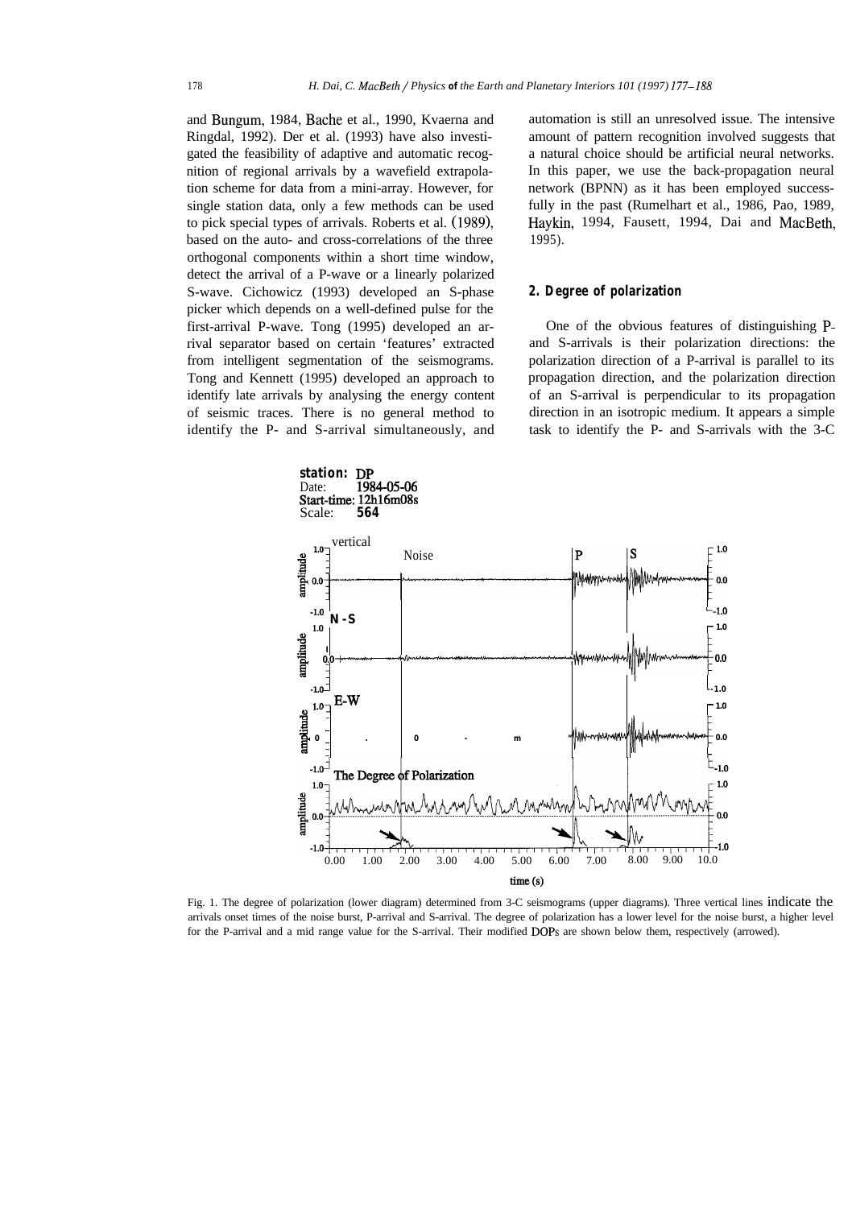and Bungum, 1984, Bache et al., 1990, Kvaerna and Ringdal, 1992). Der et al. (1993) have also investigated the feasibility of adaptive and automatic recognition of regional arrivals by a wavefield extrapolation scheme for data from a mini-array. However, for single station data, only a few methods can be used to pick special types of arrivals. Roberts et al. (1989), based on the auto- and cross-correlations of the three orthogonal components within a short time window, detect the arrival of a P-wave or a linearly polarized S-wave. Cichowicz (1993) developed an S-phase picker which depends on a well-defined pulse for the first-arrival P-wave. Tong (1995) developed an arrival separator based on certain 'features' extracted from intelligent segmentation of the seismograms. Tong and Kennett (1995) developed an approach to identify late arrivals by analysing the energy content of seismic traces. There is no general method to identify the P- and S-arrival simultaneously, and automation is still an unresolved issue. The intensive amount of pattern recognition involved suggests that a natural choice should be artificial neural networks. In this paper, we use the back-propagation neural network (BPNN) as it has been employed successfully in the past (Rumelhart et al., 1986, Pao, 1989, Haykin, 1994, Fausett, 1994, Dai and MacBeth, 1995).

## 2. Degree of polarization

One of the obvious features of distinguishing P- and S-arrivals is their polarization directions: the polarization direction of a P-arrival is parallel to its propagation direction, and the polarization direction of an S-arrival is perpendicular to its propagation direction in an isotropic medium. It appears a simple task to identify the P- and S-arrivals with the 3-C

station: DP
Date: 1984-05-06
Start-time: 12h16m08s
Scale: 564

vertical
Noise
P
S
N-S
E-W
The Degree of Polarization
amplitude
1.0
0.0
-1.0
0.00 1.00 2.00 3.00 4.00 5.00 6.00 7.00 8.00 9.00 10.0
time (s)

Fig. 1. The degree of polarization (lower diagram) determined from 3-C seismograms (upper diagrams). Three vertical lines indicate the arrivals onset times of the noise burst, P-arrival and S-arrival. The degree of polarization has a lower level for the noise burst, a higher level for the P-arrival and a mid range value for the S-arrival. Their modified DOPs are shown below them, respectively (arrowed).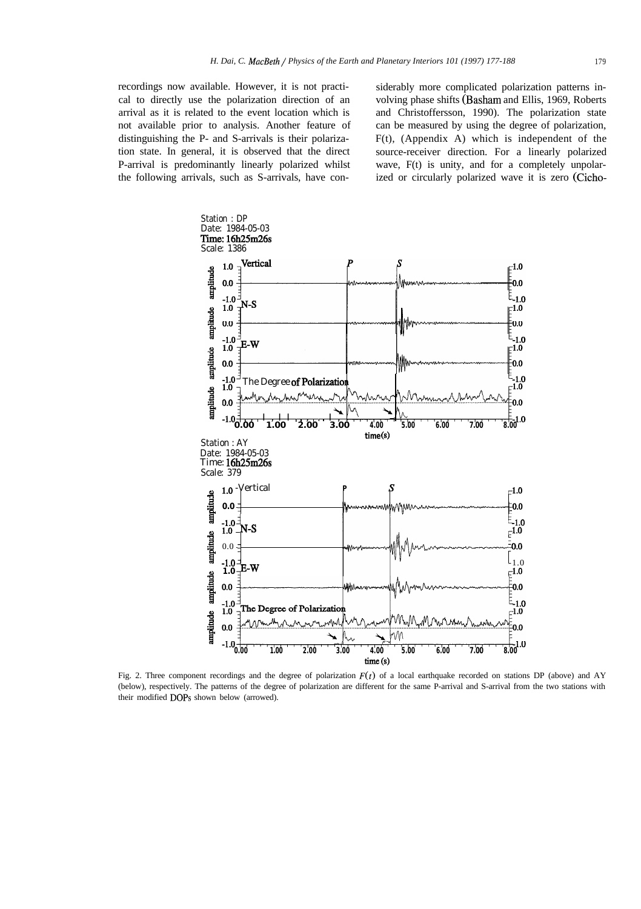recordings now available. However, it is not practical to directly use the polarization direction of an arrival as it is related to the event location which is not available prior to analysis. Another feature of distinguishing the P- and S-arrivals is their polarization state. In general, it is observed that the direct P-arrival is predominantly linearly polarized whilst the following arrivals, such as S-arrivals, have considerably more complicated polarization patterns involving phase shifts (Basham and Ellis, 1969, Roberts and Christoffersson, 1990). The polarization state can be measured by using the degree of polarization, F(t), (Appendix A) which is independent of the source-receiver direction. For a linearly polarized wave, F(t) is unity, and for a completely unpolarized or circularly polarized wave it is zero (Cicho-

Station : DP
Date: 1984-05-03
Time: 16h25m26s
Scale: 1386

Vertical
P
S
N-S
E-W
The Degree of Polarization
amplitude
1.0
0.0
-1.0
0.00
1.00
2.00
3.00
4.00
5.00
6.00
7.00
8.00
time(s)

Station : AY
Date: 1984-05-03
Time: 16h25m26s
Scale: 379

Vertical
P
S
N-S
E-W
The Degree of Polarization
amplitude
1.0
0.0
-1.0
0.00
1.00
2.00
3.00
4.00
5.00
6.00
7.00
8.00
time (s)

Fig. 2. Three component recordings and the degree of polarization $F(t)$ of a local earthquake recorded on stations DP (above) and AY (below), respectively. The patterns of the degree of polarization are different for the same P-arrival and S-arrival from the two stations with their modified DOPs shown below (arrowed).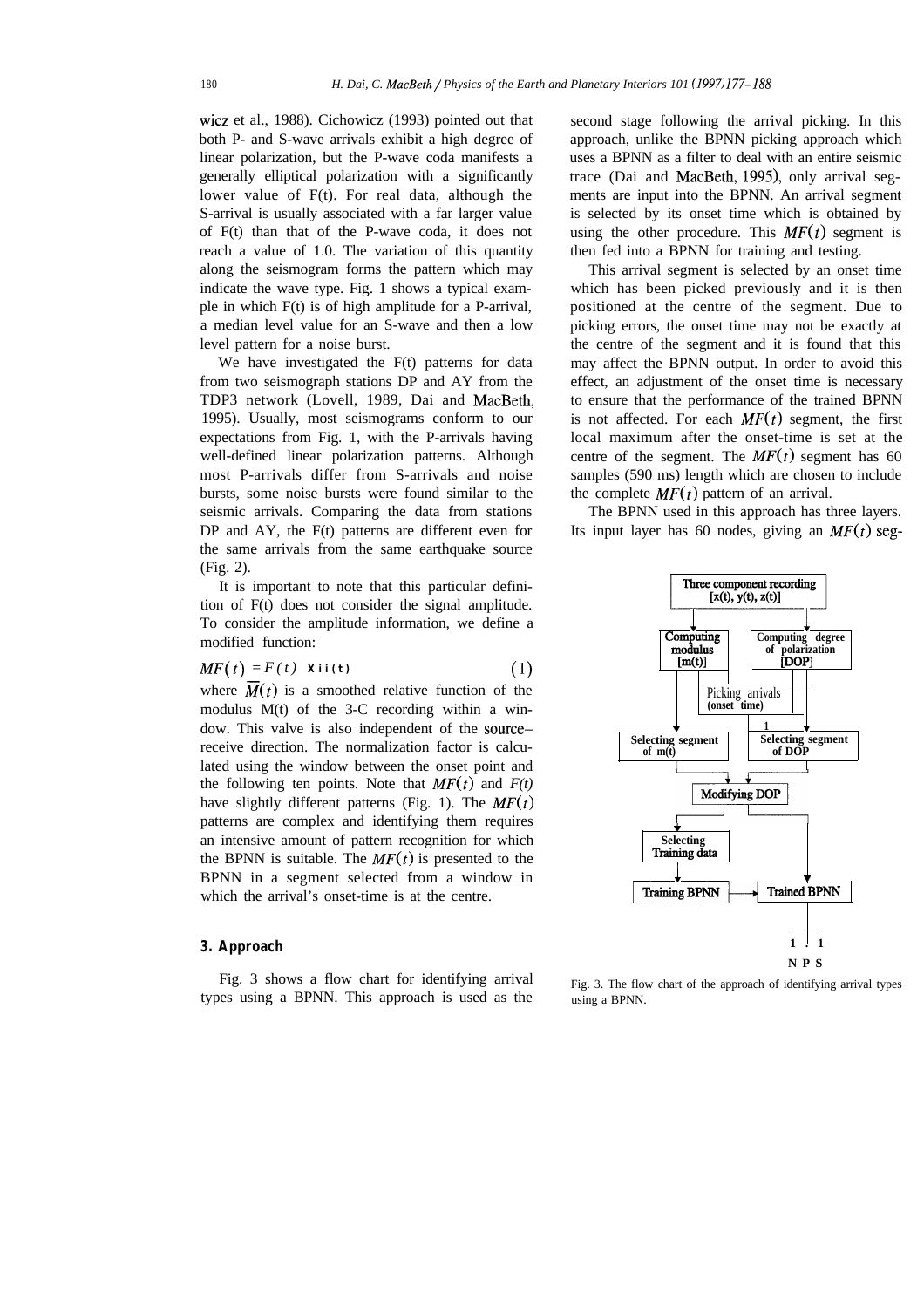wicz et al., 1988). Cichowicz (1993) pointed out that both P- and S-wave arrivals exhibit a high degree of linear polarization, but the P-wave coda manifests a generally elliptical polarization with a significantly lower value of F(t). For real data, although the S-arrival is usually associated with a far larger value of F(t) than that of the P-wave coda, it does not reach a value of 1.0. The variation of this quantity along the seismogram forms the pattern which may indicate the wave type. Fig. 1 shows a typical example in which F(t) is of high amplitude for a P-arrival, a median level value for an S-wave and then a low level pattern for a noise burst.

We have investigated the F(t) patterns for data from two seismograph stations DP and AY from the TDP3 network (Lovell, 1989, Dai and MacBeth, 1995). Usually, most seismograms conform to our expectations from Fig. 1, with the P-arrivals having well-defined linear polarization patterns. Although most P-arrivals differ from S-arrivals and noise bursts, some noise bursts were found similar to the seismic arrivals. Comparing the data from stations DP and AY, the F(t) patterns are different even for the same arrivals from the same earthquake source (Fig. 2).

It is important to note that this particular definition of F(t) does not consider the signal amplitude. To consider the amplitude information, we define a modified function:

$$MF(t) = F(t) \times \overline{M}(t) \tag{1}$$

where $\overline{M}(t)$ is a smoothed relative function of the modulus M(t) of the 3-C recording within a window. This valve is also independent of the source–receive direction. The normalization factor is calculated using the window between the onset point and the following ten points. Note that $MF(t)$ and $F(t)$ have slightly different patterns (Fig. 1). The $MF(t)$ patterns are complex and identifying them requires an intensive amount of pattern recognition for which the BPNN is suitable. The $MF(t)$ is presented to the BPNN in a segment selected from a window in which the arrival's onset-time is at the centre.

## 3. Approach

Fig. 3 shows a flow chart for identifying arrival types using a BPNN. This approach is used as the second stage following the arrival picking. In this approach, unlike the BPNN picking approach which uses a BPNN as a filter to deal with an entire seismic trace (Dai and MacBeth, 1995), only arrival segments are input into the BPNN. An arrival segment is selected by its onset time which is obtained by using the other procedure. This $MF(t)$ segment is then fed into a BPNN for training and testing.

This arrival segment is selected by an onset time which has been picked previously and it is then positioned at the centre of the segment. Due to picking errors, the onset time may not be exactly at the centre of the segment and it is found that this may affect the BPNN output. In order to avoid this effect, an adjustment of the onset time is necessary to ensure that the performance of the trained BPNN is not affected. For each $MF(t)$ segment, the first local maximum after the onset-time is set at the centre of the segment. The $MF(t)$ segment has 60 samples (590 ms) length which are chosen to include the complete $MF(t)$ pattern of an arrival.

The BPNN used in this approach has three layers. Its input layer has 60 nodes, giving an $MF(t)$ seg-

Three component recording [x(t), y(t), z(t)]

Computing modulus [m(t)]

Computing degree of polarization [DOP]

Picking arrivals (onset time)

Selecting segment of m(t)

Selecting segment of DOP

Modifying DOP

Selecting Training data

Training BPNN

Trained BPNN

1 . 1

N P S

Fig. 3. The flow chart of the approach of identifying arrival types using a BPNN.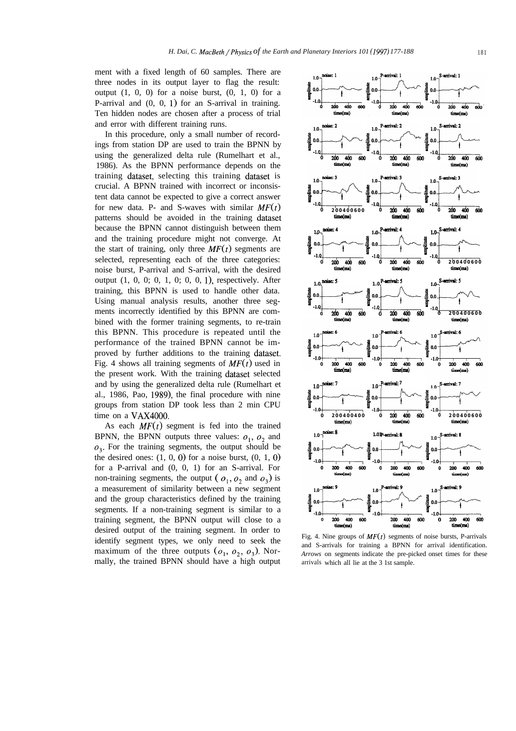ment with a fixed length of 60 samples. There are three nodes in its output layer to flag the result: output (1, 0, 0) for a noise burst, (0, 1, 0) for a P-arrival and (0, 0, 1) for an S-arrival in training. Ten hidden nodes are chosen after a process of trial and error with different training runs.

In this procedure, only a small number of recordings from station DP are used to train the BPNN by using the generalized delta rule (Rumelhart et al., 1986). As the BPNN performance depends on the training dataset, selecting this training dataset is crucial. A BPNN trained with incorrect or inconsistent data cannot be expected to give a correct answer for new data. P- and S-waves with similar $MF(t)$ patterns should be avoided in the training dataset because the BPNN cannot distinguish between them and the training procedure might not converge. At the start of training, only three $MF(t)$ segments are selected, representing each of the three categories: noise burst, P-arrival and S-arrival, with the desired output (1, 0, 0; 0, 1, 0; 0, 0, 1), respectively. After training, this BPNN is used to handle other data. Using manual analysis results, another three segments incorrectly identified by this BPNN are combined with the former training segments, to re-train this BPNN. This procedure is repeated until the performance of the trained BPNN cannot be improved by further additions to the training dataset. Fig. 4 shows all training segments of $MF(t)$ used in the present work. With the training dataset selected and by using the generalized delta rule (Rumelhart et al., 1986, Pao, 1989), the final procedure with nine groups from station DP took less than 2 min CPU time on a VAX4000.

As each $MF(t)$ segment is fed into the trained BPNN, the BPNN outputs three values: $o_1$, $o_2$ and $o_3$. For the training segments, the output should be the desired ones: (1, 0, 0) for a noise burst, (0, 1, 0) for a P-arrival and (0, 0, 1) for an S-arrival. For non-training segments, the output ($o_1$, $o_2$ and $o_3$) is a measurement of similarity between a new segment and the group characteristics defined by the training segments. If a non-training segment is similar to a training segment, the BPNN output will close to a desired output of the training segment. In order to identify segment types, we only need to seek the maximum of the three outputs ($o_1$, $o_2$, $o_3$). Normally, the trained BPNN should have a high output

Fig. 4. Nine groups of $MF(t)$ segments of noise bursts, P-arrivals and S-arrivals for training a BPNN for arrival identification. *Arrows* on segments indicate the pre-picked onset times for these arrivals which all lie at the 3 1st sample.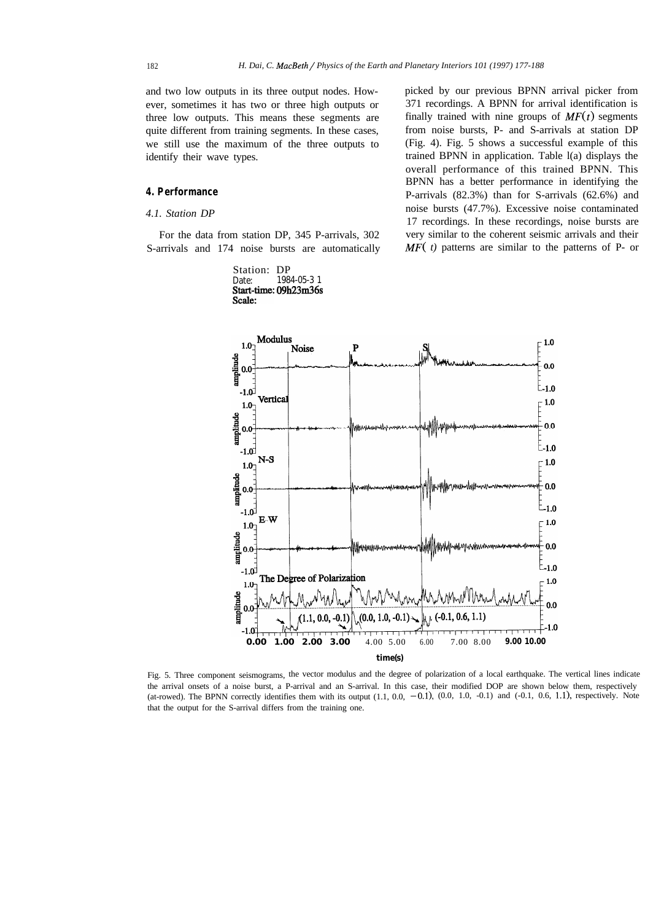and two low outputs in its three output nodes. However, sometimes it has two or three high outputs or three low outputs. This means these segments are quite different from training segments. In these cases, we still use the maximum of the three outputs to identify their wave types.

## 4. Performance

### 4.1. Station DP

For the data from station DP, 345 P-arrivals, 302 S-arrivals and 174 noise bursts are automatically picked by our previous BPNN arrival picker from 371 recordings. A BPNN for arrival identification is finally trained with nine groups of $MF(t)$ segments from noise bursts, P- and S-arrivals at station DP (Fig. 4). Fig. 5 shows a successful example of this trained BPNN in application. Table 1(a) displays the overall performance of this trained BPNN. This BPNN has a better performance in identifying the P-arrivals (82.3%) than for S-arrivals (62.6%) and noise bursts (47.7%). Excessive noise contaminated 17 recordings. In these recordings, noise bursts are very similar to the coherent seismic arrivals and their $MF(t)$ patterns are similar to the patterns of P- or

Station: DP
Date: 1984-05-31
Start-time: 09h23m36s
Scale:

Modulus
Noise
P
S
Vertical
N-S
E-W
The Degree of Polarization
(1.1, 0.0, -0.1)
(0.0, 1.0, -0.1)
(-0.1, 0.6, 1.1)
amplitude
1.0
0.0
-1.0
0.00 1.00 2.00 3.00 4.00 5.00 6.00 7.00 8.00 9.00 10.00
time(s)

Fig. 5. Three component seismograms, the vector modulus and the degree of polarization of a local earthquake. The vertical lines indicate the arrival onsets of a noise burst, a P-arrival and an S-arrival. In this case, their modified DOP are shown below them, respectively (at-rowed). The BPNN correctly identifies them with its output (1.1, 0.0, $-0.1$), (0.0, 1.0, -0.1) and (-0.1, 0.6, 1.1), respectively. Note that the output for the S-arrival differs from the training one.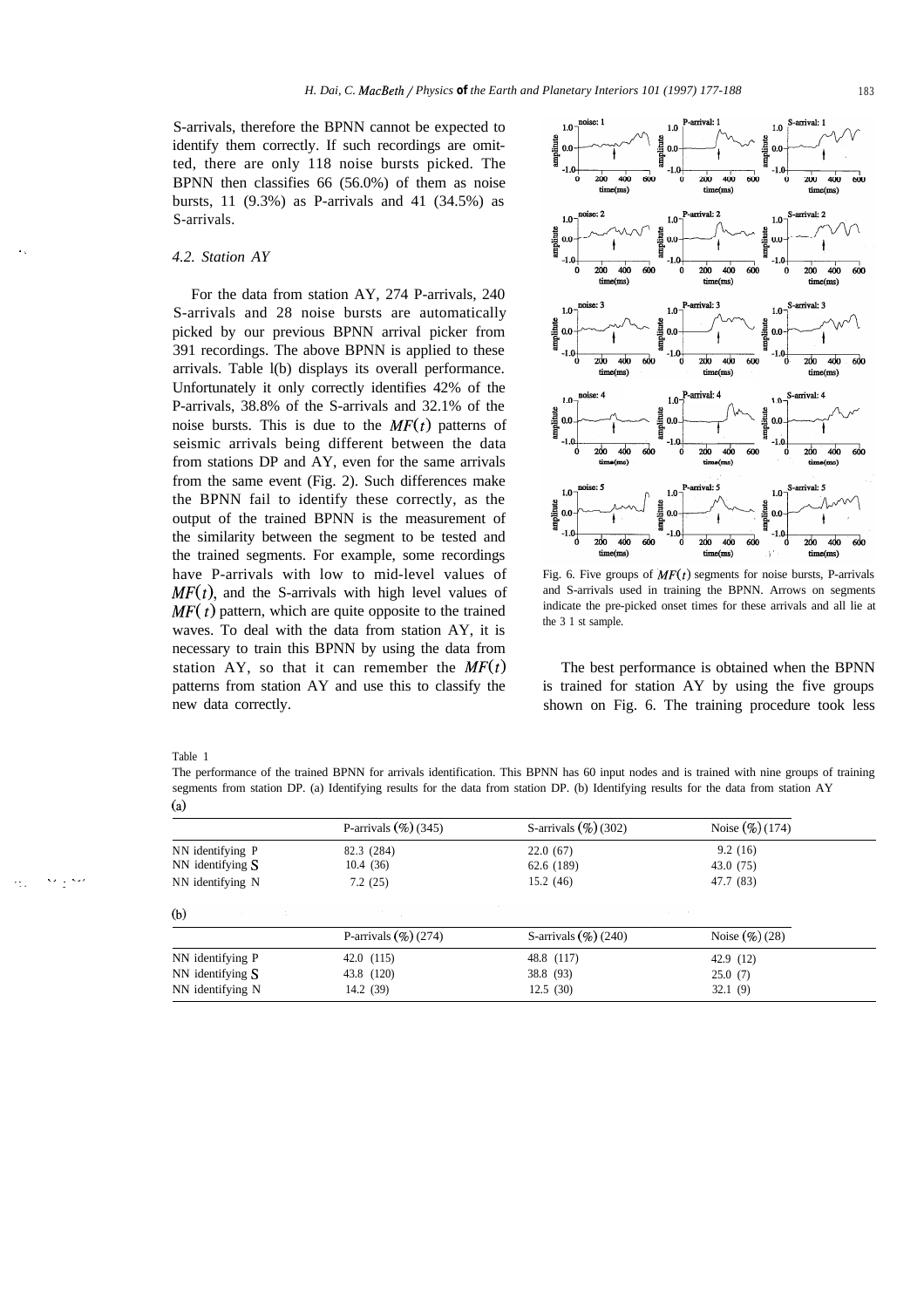S-arrivals, therefore the BPNN cannot be expected to identify them correctly. If such recordings are omitted, there are only 118 noise bursts picked. The BPNN then classifies 66 (56.0%) of them as noise bursts, 11 (9.3%) as P-arrivals and 41 (34.5%) as S-arrivals.

### 4.2. Station AY

For the data from station AY, 274 P-arrivals, 240 S-arrivals and 28 noise bursts are automatically picked by our previous BPNN arrival picker from 391 recordings. The above BPNN is applied to these arrivals. Table 1(b) displays its overall performance. Unfortunately it only correctly identifies 42% of the P-arrivals, 38.8% of the S-arrivals and 32.1% of the noise bursts. This is due to the $MF(t)$ patterns of seismic arrivals being different between the data from stations DP and AY, even for the same arrivals from the same event (Fig. 2). Such differences make the BPNN fail to identify these correctly, as the output of the trained BPNN is the measurement of the similarity between the segment to be tested and the trained segments. For example, some recordings have P-arrivals with low to mid-level values of $MF(t)$, and the S-arrivals with high level values of $MF(t)$ pattern, which are quite opposite to the trained waves. To deal with the data from station AY, it is necessary to train this BPNN by using the data from station AY, so that it can remember the $MF(t)$ patterns from station AY and use this to classify the new data correctly.

noise: 1
P-arrival: 1
S-arrival: 1
noise: 2
P-arrival: 2
S-arrival: 2
noise: 3
P-arrival: 3
S-arrival: 3
noise: 4
P-arrival: 4
S-arrival: 4
noise: 5
P-arrival: 5
S-arrival: 5
amplitude
1.0
0.0
-1.0
time(ms)
0 200 400 600

Fig. 6. Five groups of $MF(t)$ segments for noise bursts, P-arrivals and S-arrivals used in training the BPNN. Arrows on segments indicate the pre-picked onset times for these arrivals and all lie at the 31st sample.

The best performance is obtained when the BPNN is trained for station AY by using the five groups shown on Fig. 6. The training procedure took less

Table 1

The performance of the trained BPNN for arrivals identification. This BPNN has 60 input nodes and is trained with nine groups of training segments from station DP. (a) Identifying results for the data from station DP. (b) Identifying results for the data from station AY

(a)

| | P-arrivals (%) (345) | S-arrivals (%) (302) | Noise (%) (174) |
|---|---|---|---|
| NN identifying P | 82.3 (284) | 22.0 (67) | 9.2 (16) |
| NN identifying S | 10.4 (36) | 62.6 (189) | 43.0 (75) |
| NN identifying N | 7.2 (25) | 15.2 (46) | 47.7 (83) |

(b)

| | P-arrivals (%) (274) | S-arrivals (%) (240) | Noise (%) (28) |
|---|---|---|---|
| NN identifying P | 42.0 (115) | 48.8 (117) | 42.9 (12) |
| NN identifying S | 43.8 (120) | 38.8 (93) | 25.0 (7) |
| NN identifying N | 14.2 (39) | 12.5 (30) | 32.1 (9) |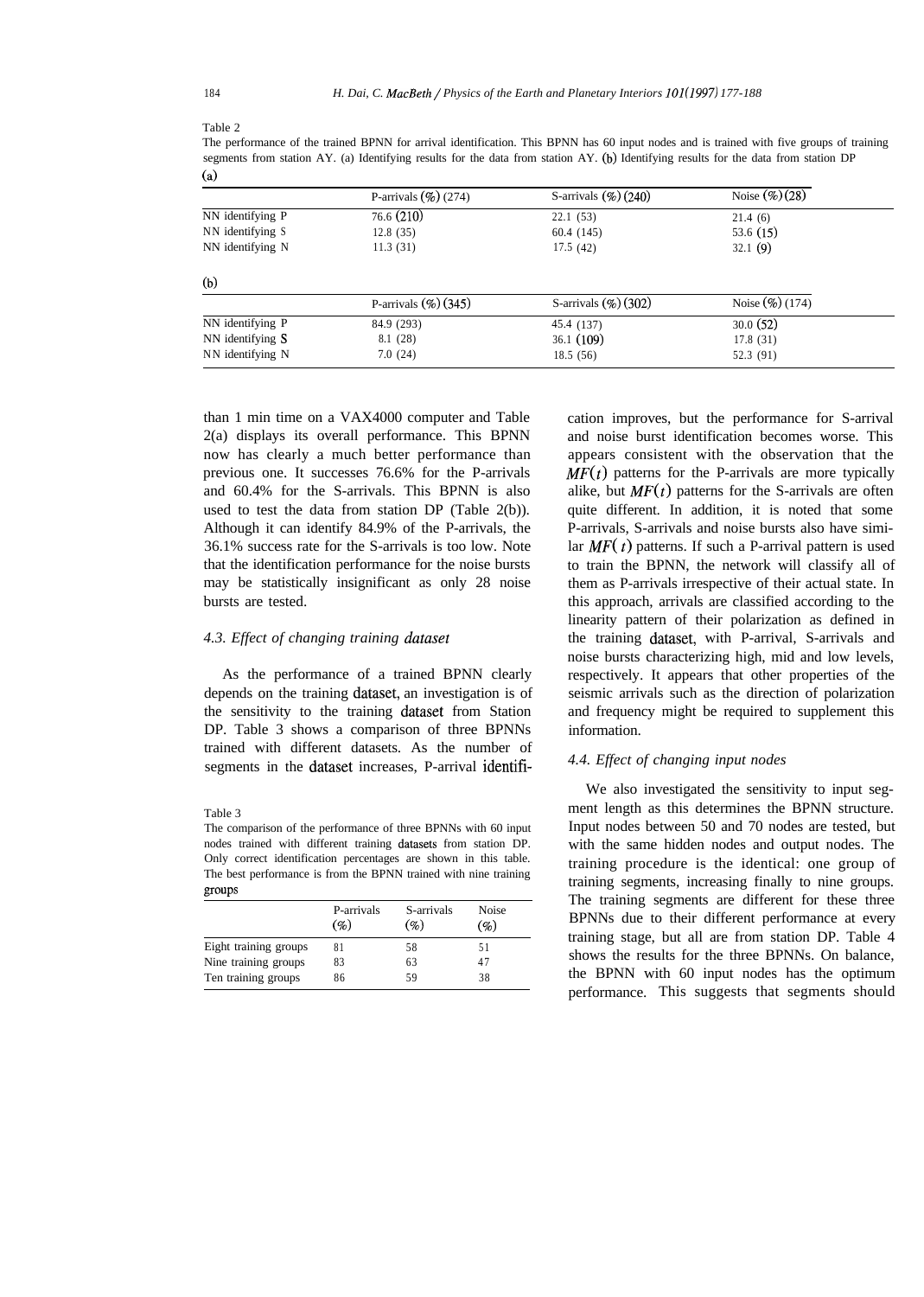Table 2
The performance of the trained BPNN for arrival identification. This BPNN has 60 input nodes and is trained with five groups of training segments from station AY. (a) Identifying results for the data from station AY. (b) Identifying results for the data from station DP

(a)

| | P-arrivals (%) (274) | S-arrivals (%) (240) | Noise (%) (28) |
|---|---|---|---|
| NN identifying P | 76.6 (210) | 22.1 (53) | 21.4 (6) |
| NN identifying S | 12.8 (35) | 60.4 (145) | 53.6 (15) |
| NN identifying N | 11.3 (31) | 17.5 (42) | 32.1 (9) |

(b)

| | P-arrivals (%) (345) | S-arrivals (%) (302) | Noise (%) (174) |
|---|---|---|---|
| NN identifying P | 84.9 (293) | 45.4 (137) | 30.0 (52) |
| NN identifying S | 8.1 (28) | 36.1 (109) | 17.8 (31) |
| NN identifying N | 7.0 (24) | 18.5 (56) | 52.3 (91) |

than 1 min time on a VAX4000 computer and Table 2(a) displays its overall performance. This BPNN now has clearly a much better performance than previous one. It successes 76.6% for the P-arrivals and 60.4% for the S-arrivals. This BPNN is also used to test the data from station DP (Table 2(b)). Although it can identify 84.9% of the P-arrivals, the 36.1% success rate for the S-arrivals is too low. Note that the identification performance for the noise bursts may be statistically insignificant as only 28 noise bursts are tested.

### 4.3. Effect of changing training dataset

As the performance of a trained BPNN clearly depends on the training dataset, an investigation is of the sensitivity to the training dataset from Station DP. Table 3 shows a comparison of three BPNNs trained with different datasets. As the number of segments in the dataset increases, P-arrival identification improves, but the performance for S-arrival and noise burst identification becomes worse. This appears consistent with the observation that the $MF(t)$ patterns for the P-arrivals are more typically alike, but $MF(t)$ patterns for the S-arrivals are often quite different. In addition, it is noted that some P-arrivals, S-arrivals and noise bursts also have similar $MF(t)$ patterns. If such a P-arrival pattern is used to train the BPNN, the network will classify all of them as P-arrivals irrespective of their actual state. In this approach, arrivals are classified according to the linearity pattern of their polarization as defined in the training dataset, with P-arrival, S-arrivals and noise bursts characterizing high, mid and low levels, respectively. It appears that other properties of the seismic arrivals such as the direction of polarization and frequency might be required to supplement this information.

Table 3
The comparison of the performance of three BPNNs with 60 input nodes trained with different training datasets from station DP. Only correct identification percentages are shown in this table. The best performance is from the BPNN trained with nine training groups

| | P-arrivals (%) | S-arrivals (%) | Noise (%) |
|---|---|---|---|
| Eight training groups | 81 | 58 | 51 |
| Nine training groups | 83 | 63 | 47 |
| Ten training groups | 86 | 59 | 38 |

### 4.4. Effect of changing input nodes

We also investigated the sensitivity to input segment length as this determines the BPNN structure. Input nodes between 50 and 70 nodes are tested, but with the same hidden nodes and output nodes. The training procedure is the identical: one group of training segments, increasing finally to nine groups. The training segments are different for these three BPNNs due to their different performance at every training stage, but all are from station DP. Table 4 shows the results for the three BPNNs. On balance, the BPNN with 60 input nodes has the optimum performance. This suggests that segments should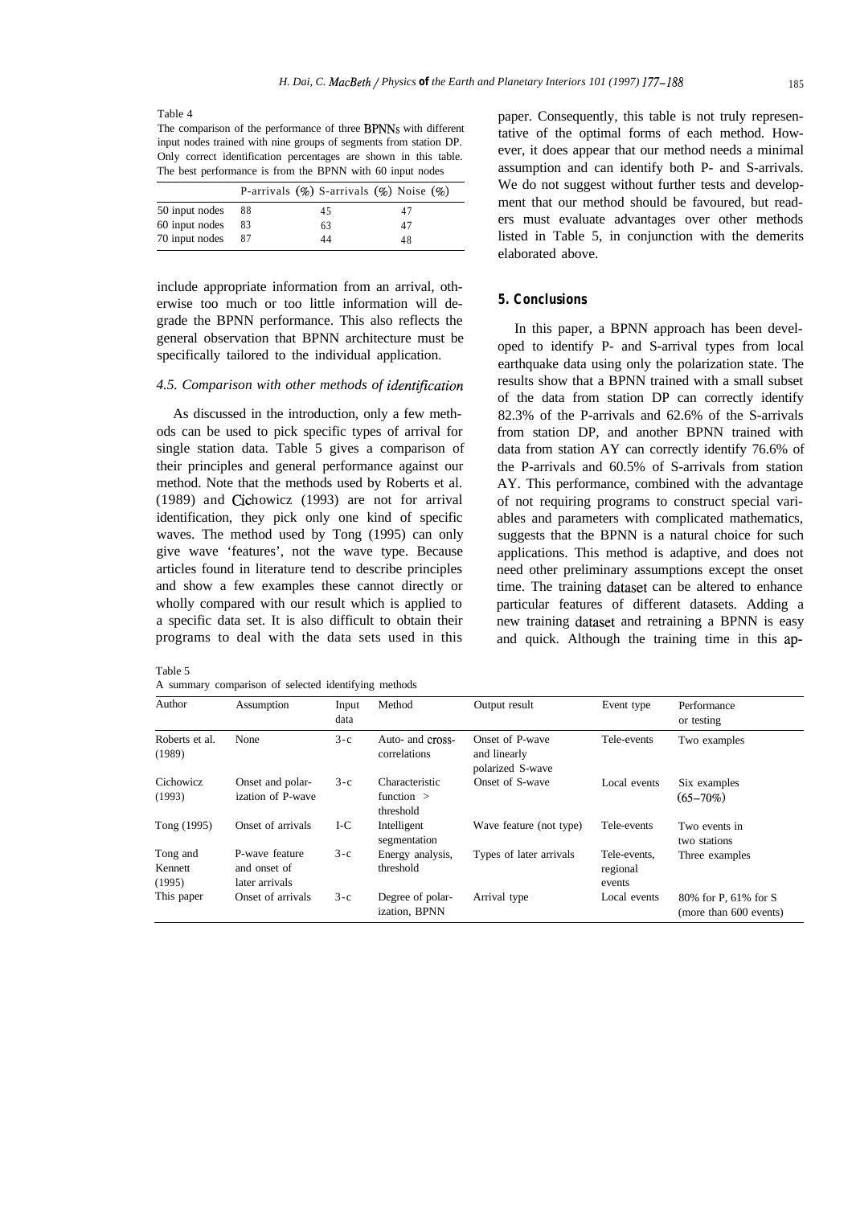Table 4

The comparison of the performance of three BPNNs with different input nodes trained with nine groups of segments from station DP. Only correct identification percentages are shown in this table. The best performance is from the BPNN with 60 input nodes

| | P-arrivals (%) | S-arrivals (%) | Noise (%) |
|---|---|---|---|
| 50 input nodes | 88 | 45 | 47 |
| 60 input nodes | 83 | 63 | 47 |
| 70 input nodes | 87 | 44 | 48 |

include appropriate information from an arrival, otherwise too much or too little information will degrade the BPNN performance. This also reflects the general observation that BPNN architecture must be specifically tailored to the individual application.

### *4.5. Comparison with other methods of identification*

As discussed in the introduction, only a few methods can be used to pick specific types of arrival for single station data. Table 5 gives a comparison of their principles and general performance against our method. Note that the methods used by Roberts et al. (1989) and Cichowicz (1993) are not for arrival identification, they pick only one kind of specific waves. The method used by Tong (1995) can only give wave 'features', not the wave type. Because articles found in literature tend to describe principles and show a few examples these cannot directly or wholly compared with our result which is applied to a specific data set. It is also difficult to obtain their programs to deal with the data sets used in this paper. Consequently, this table is not truly representative of the optimal forms of each method. However, it does appear that our method needs a minimal assumption and can identify both P- and S-arrivals. We do not suggest without further tests and development that our method should be favoured, but readers must evaluate advantages over other methods listed in Table 5, in conjunction with the demerits elaborated above.

## 5. Conclusions

In this paper, a BPNN approach has been developed to identify P- and S-arrival types from local earthquake data using only the polarization state. The results show that a BPNN trained with a small subset of the data from station DP can correctly identify 82.3% of the P-arrivals and 62.6% of the S-arrivals from station DP, and another BPNN trained with data from station AY can correctly identify 76.6% of the P-arrivals and 60.5% of S-arrivals from station AY. This performance, combined with the advantage of not requiring programs to construct special variables and parameters with complicated mathematics, suggests that the BPNN is a natural choice for such applications. This method is adaptive, and does not need other preliminary assumptions except the onset time. The training dataset can be altered to enhance particular features of different datasets. Adding a new training dataset and retraining a BPNN is easy and quick. Although the training time in this ap-

Table 5

A summary comparison of selected identifying methods

| Author | Assumption | Input data | Method | Output result | Event type | Performance or testing |
|---|---|---|---|---|---|---|
| Roberts et al. (1989) | None | 3-c | Auto- and cross-correlations | Onset of P-wave and linearly polarized S-wave | Tele-events | Two examples |
| Cichowicz (1993) | Onset and polarization of P-wave | 3-c | Characteristic function > threshold | Onset of S-wave | Local events | Six examples (65–70%) |
| Tong (1995) | Onset of arrivals | I-C | Intelligent segmentation | Wave feature (not type) | Tele-events | Two events in two stations |
| Tong and Kennett (1995) | P-wave feature and onset of later arrivals | 3-c | Energy analysis, threshold | Types of later arrivals | Tele-events, regional events | Three examples |
| This paper | Onset of arrivals | 3-c | Degree of polarization, BPNN | Arrival type | Local events | 80% for P, 61% for S (more than 600 events) |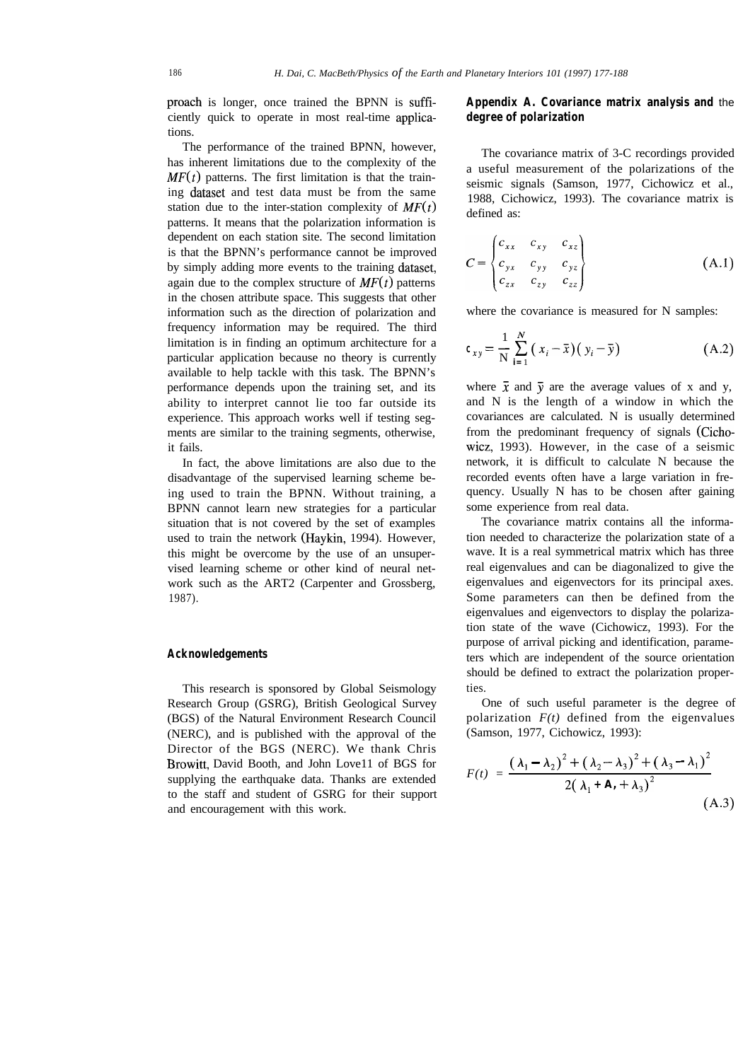proach is longer, once trained the BPNN is sufficiently quick to operate in most real-time applications.

The performance of the trained BPNN, however, has inherent limitations due to the complexity of the $MF(t)$ patterns. The first limitation is that the training dataset and test data must be from the same station due to the inter-station complexity of $MF(t)$ patterns. It means that the polarization information is dependent on each station site. The second limitation is that the BPNN's performance cannot be improved by simply adding more events to the training dataset, again due to the complex structure of $MF(t)$ patterns in the chosen attribute space. This suggests that other information such as the direction of polarization and frequency information may be required. The third limitation is in finding an optimum architecture for a particular application because no theory is currently available to help tackle with this task. The BPNN's performance depends upon the training set, and its ability to interpret cannot lie too far outside its experience. This approach works well if testing segments are similar to the training segments, otherwise, it fails.

In fact, the above limitations are also due to the disadvantage of the supervised learning scheme being used to train the BPNN. Without training, a BPNN cannot learn new strategies for a particular situation that is not covered by the set of examples used to train the network (Haykin, 1994). However, this might be overcome by the use of an unsupervised learning scheme or other kind of neural network such as the ART2 (Carpenter and Grossberg, 1987).

## Acknowledgements

This research is sponsored by Global Seismology Research Group (GSRG), British Geological Survey (BGS) of the Natural Environment Research Council (NERC), and is published with the approval of the Director of the BGS (NERC). We thank Chris Browitt, David Booth, and John Lovell of BGS for supplying the earthquake data. Thanks are extended to the staff and student of GSRG for their support and encouragement with this work.

## Appendix A. Covariance matrix analysis and the degree of polarization

The covariance matrix of 3-C recordings provided a useful measurement of the polarizations of the seismic signals (Samson, 1977, Cichowicz et al., 1988, Cichowicz, 1993). The covariance matrix is defined as:

$$C = \begin{Bmatrix} c_{xx} & c_{xy} & c_{xz} \\ c_{yx} & c_{yy} & c_{yz} \\ c_{zx} & c_{zy} & c_{zz} \end{Bmatrix} \tag{A.1}$$

where the covariance is measured for N samples:

$$c_{xy} = \frac{1}{N} \sum_{i=1}^{N} (x_i - \bar{x})(y_i - \bar{y}) \tag{A.2}$$

where $\bar{x}$ and $\bar{y}$ are the average values of x and y, and N is the length of a window in which the covariances are calculated. N is usually determined from the predominant frequency of signals (Cichowicz, 1993). However, in the case of a seismic network, it is difficult to calculate N because the recorded events often have a large variation in frequency. Usually N has to be chosen after gaining some experience from real data.

The covariance matrix contains all the information needed to characterize the polarization state of a wave. It is a real symmetrical matrix which has three real eigenvalues and can be diagonalized to give the eigenvalues and eigenvectors for its principal axes. Some parameters can then be defined from the eigenvalues and eigenvectors to display the polarization state of the wave (Cichowicz, 1993). For the purpose of arrival picking and identification, parameters which are independent of the source orientation should be defined to extract the polarization properties.

One of such useful parameter is the degree of polarization $F(t)$ defined from the eigenvalues (Samson, 1977, Cichowicz, 1993):

$$F(t) = \frac{(\lambda_1 - \lambda_2)^2 + (\lambda_2 - \lambda_3)^2 + (\lambda_3 - \lambda_1)^2}{2(\lambda_1 + \lambda_2 + \lambda_3)^2} \tag{A.3}$$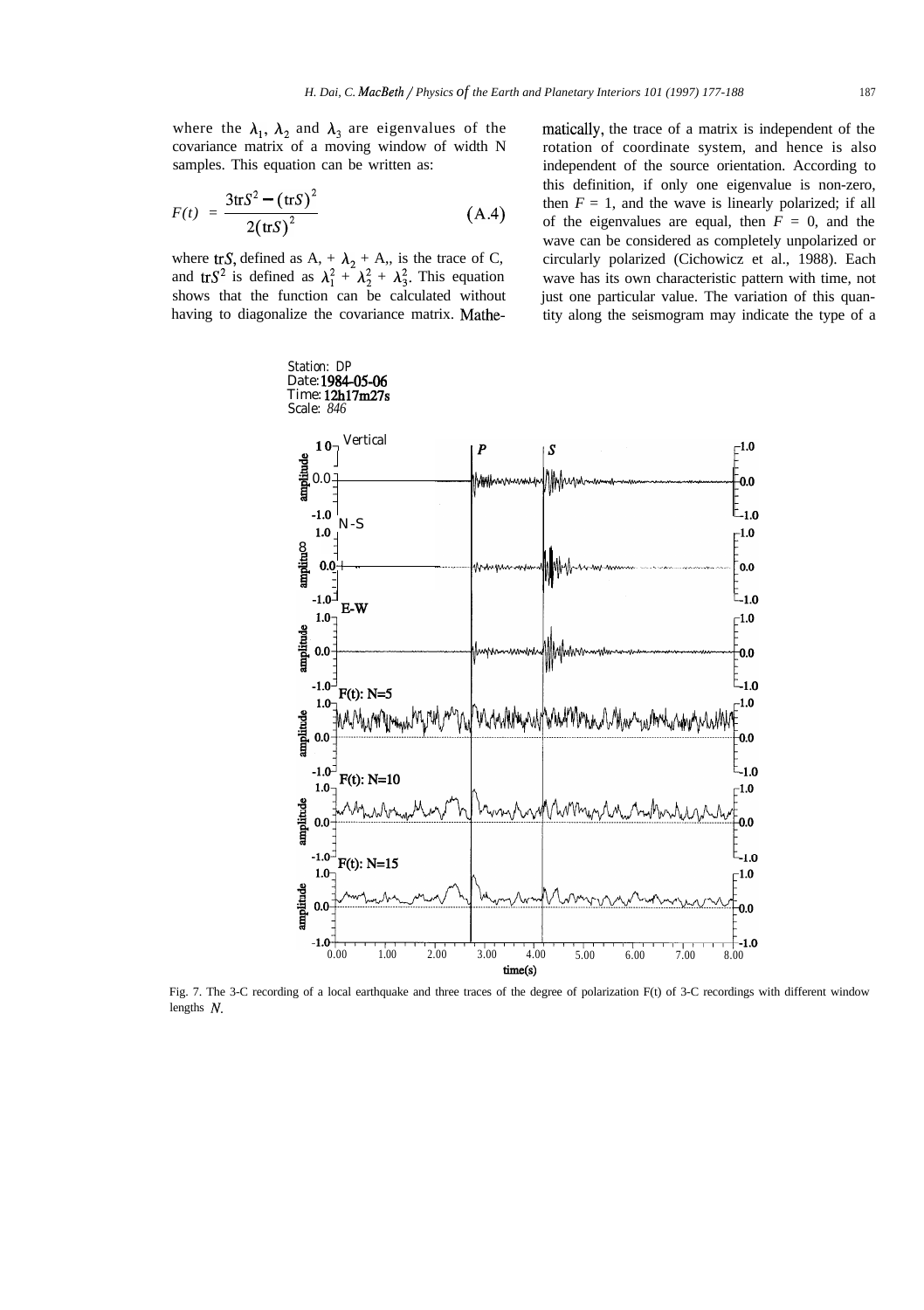where the $\lambda_1$, $\lambda_2$ and $\lambda_3$ are eigenvalues of the covariance matrix of a moving window of width N samples. This equation can be written as:

$$F(t) = \frac{3\mathrm{tr}S^2 - (\mathrm{tr}S)^2}{2(\mathrm{tr}S)^2} \tag{A.4}$$

where tr$S$, defined as $\lambda_1 + \lambda_2 + \lambda_3$, is the trace of C, and tr$S^2$ is defined as $\lambda_1^2 + \lambda_2^2 + \lambda_3^2$. This equation shows that the function can be calculated without having to diagonalize the covariance matrix. Mathematically, the trace of a matrix is independent of the rotation of coordinate system, and hence is also independent of the source orientation. According to this definition, if only one eigenvalue is non-zero, then $F = 1$, and the wave is linearly polarized; if all of the eigenvalues are equal, then $F = 0$, and the wave can be considered as completely unpolarized or circularly polarized (Cichowicz et al., 1988). Each wave has its own characteristic pattern with time, not just one particular value. The variation of this quantity along the seismogram may indicate the type of a

Station: DP
Date: 1984-05-06
Time: 12h17m27s
Scale: 846

Vertical
N-S
E-W
F(t): N=5
F(t): N=10
F(t): N=15
P
S
amplitude
1.0
0.0
-1.0
0.00
1.00
2.00
3.00
4.00
5.00
6.00
7.00
8.00
time(s)

Fig. 7. The 3-C recording of a local earthquake and three traces of the degree of polarization F(t) of 3-C recordings with different window lengths $N$.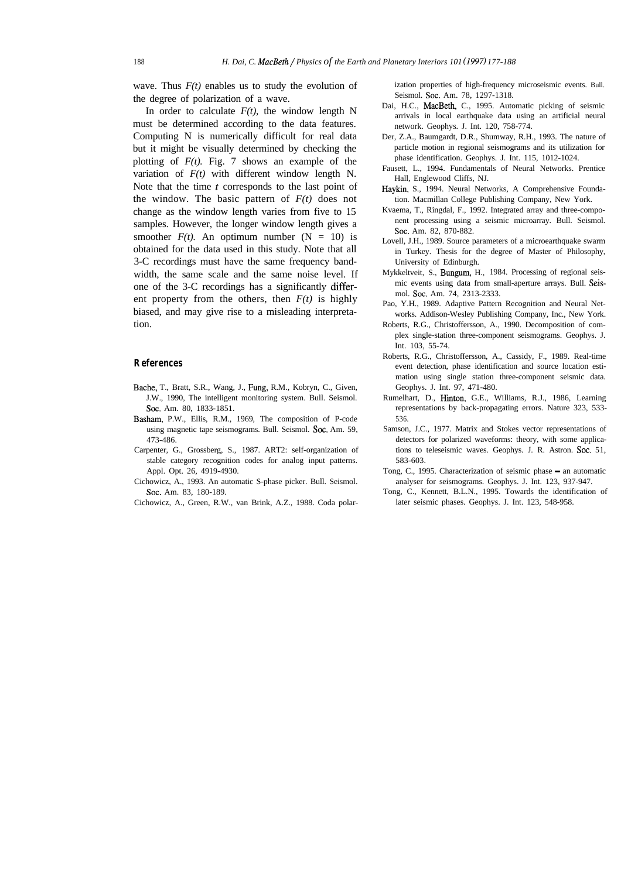wave. Thus $F(t)$ enables us to study the evolution of the degree of polarization of a wave.

In order to calculate $F(t)$, the window length N must be determined according to the data features. Computing N is numerically difficult for real data but it might be visually determined by checking the plotting of $F(t)$. Fig. 7 shows an example of the variation of $F(t)$ with different window length N. Note that the time $t$ corresponds to the last point of the window. The basic pattern of $F(t)$ does not change as the window length varies from five to 15 samples. However, the longer window length gives a smoother $F(t)$. An optimum number ($N = 10$) is obtained for the data used in this study. Note that all 3-C recordings must have the same frequency bandwidth, the same scale and the same noise level. If one of the 3-C recordings has a significantly different property from the others, then $F(t)$ is highly biased, and may give rise to a misleading interpretation.

## References

Bache, T., Bratt, S.R., Wang, J., Fung, R.M., Kobryn, C., Given, J.W., 1990, The intelligent monitoring system. Bull. Seismol. Soc. Am. 80, 1833-1851.

Basham, P.W., Ellis, R.M., 1969, The composition of P-code using magnetic tape seismograms. Bull. Seismol. Soc. Am. 59, 473-486.

Carpenter, G., Grossberg, S., 1987. ART2: self-organization of stable category recognition codes for analog input patterns. Appl. Opt. 26, 4919-4930.

Cichowicz, A., 1993. An automatic S-phase picker. Bull. Seismol. Soc. Am. 83, 180-189.

Cichowicz, A., Green, R.W., van Brink, A.Z., 1988. Coda polarization properties of high-frequency microseismic events. Bull. Seismol. Soc. Am. 78, 1297-1318.

Dai, H.C., MacBeth, C., 1995. Automatic picking of seismic arrivals in local earthquake data using an artificial neural network. Geophys. J. Int. 120, 758-774.

Der, Z.A., Baumgardt, D.R., Shumway, R.H., 1993. The nature of particle motion in regional seismograms and its utilization for phase identification. Geophys. J. Int. 115, 1012-1024.

Fausett, L., 1994. Fundamentals of Neural Networks. Prentice Hall, Englewood Cliffs, NJ.

Haykin, S., 1994. Neural Networks, A Comprehensive Foundation. Macmillan College Publishing Company, New York.

Kvaema, T., Ringdal, F., 1992. Integrated array and three-component processing using a seismic microarray. Bull. Seismol. Soc. Am. 82, 870-882.

Lovell, J.H., 1989. Source parameters of a microearthquake swarm in Turkey. Thesis for the degree of Master of Philosophy, University of Edinburgh.

Mykkeltveit, S., Bungum, H., 1984. Processing of regional seismic events using data from small-aperture arrays. Bull. Seismol. Soc. Am. 74, 2313-2333.

Pao, Y.H., 1989. Adaptive Pattern Recognition and Neural Networks. Addison-Wesley Publishing Company, Inc., New York.

Roberts, R.G., Christoffersson, A., 1990. Decomposition of complex single-station three-component seismograms. Geophys. J. Int. 103, 55-74.

Roberts, R.G., Christoffersson, A., Cassidy, F., 1989. Real-time event detection, phase identification and source location estimation using single station three-component seismic data. Geophys. J. Int. 97, 471-480.

Rumelhart, D., Hinton, G.E., Williams, R.J., 1986, Learning representations by back-propagating errors. Nature 323, 533-536.

Samson, J.C., 1977. Matrix and Stokes vector representations of detectors for polarized waveforms: theory, with some applications to teleseismic waves. Geophys. J. R. Astron. Soc. 51, 583-603.

Tong, C., 1995. Characterization of seismic phase – an automatic analyser for seismograms. Geophys. J. Int. 123, 937-947.

Tong, C., Kennett, B.L.N., 1995. Towards the identification of later seismic phases. Geophys. J. Int. 123, 548-958.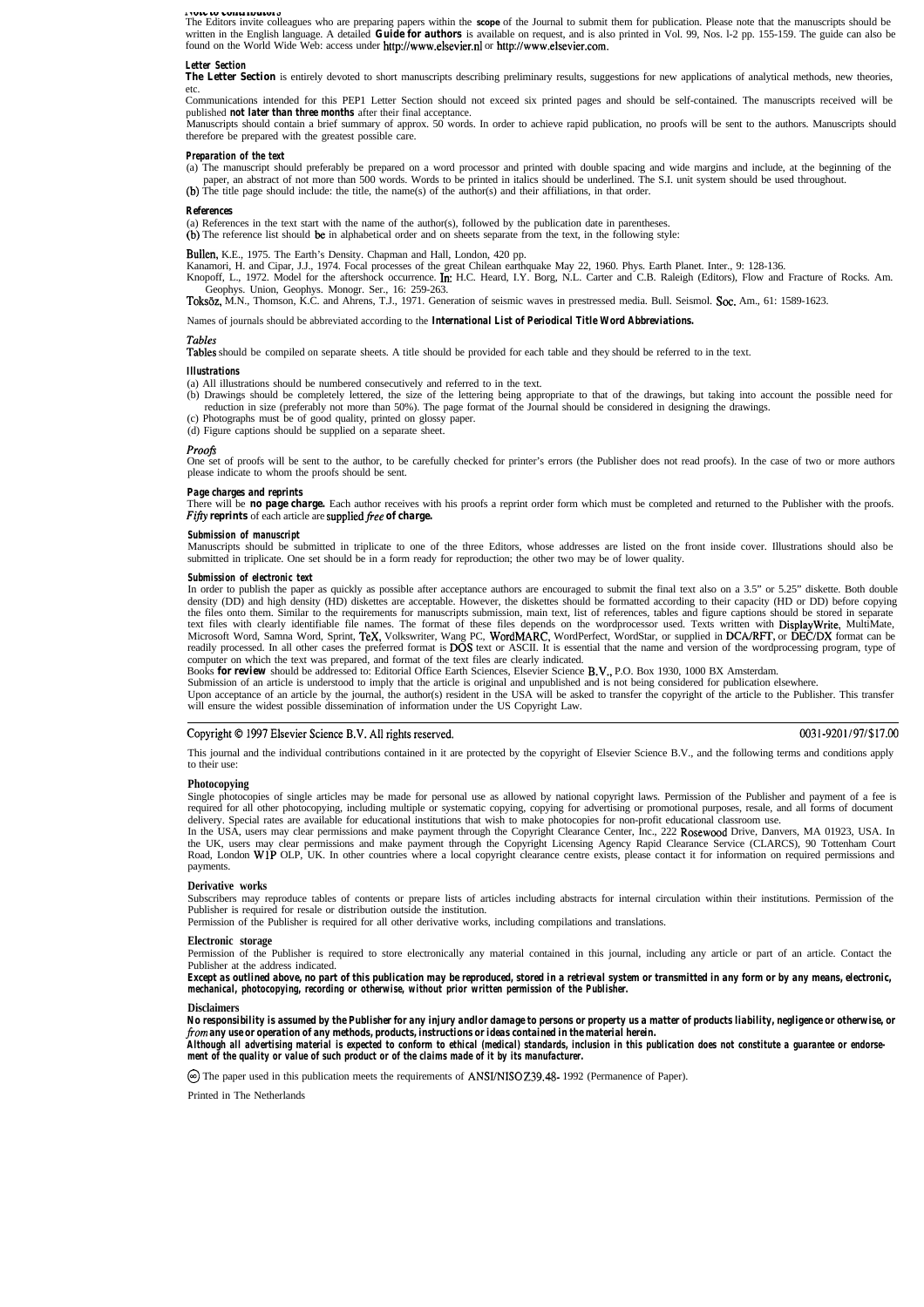## Note to contributors

The Editors invite colleagues who are preparing papers within the **scope** of the Journal to submit them for publication. Please note that the manuscripts should be written in the English language. A detailed **Guide for authors** is available on request, and is also printed in Vol. 99, Nos. 1-2 pp. 155-159. The guide can also be found on the World Wide Web: access under http://www.elsevier.nl or http://www.elsevier.com.

### *Letter Section*

**The Letter Section** is entirely devoted to short manuscripts describing preliminary results, suggestions for new applications of analytical methods, new theories, etc.

Communications intended for this PEPI Letter Section should not exceed six printed pages and should be self-contained. The manuscripts received will be published **not later than three months** after their final acceptance.

Manuscripts should contain a brief summary of approx. 50 words. In order to achieve rapid publication, no proofs will be sent to the authors. Manuscripts should therefore be prepared with the greatest possible care.

### *Preparation of the text*

(a) The manuscript should preferably be prepared on a word processor and printed with double spacing and wide margins and include, at the beginning of the paper, an abstract of not more than 500 words. Words to be printed in italics should be underlined. The S.I. unit system should be used throughout.
(b) The title page should include: the title, the name(s) of the author(s) and their affiliations, in that order.

### *References*

(a) References in the text start with the name of the author(s), followed by the publication date in parentheses.
(b) The reference list should be in alphabetical order and on sheets separate from the text, in the following style:

Bullen, K.E., 1975. The Earth's Density. Chapman and Hall, London, 420 pp.
Kanamori, H. and Cipar, J.J., 1974. Focal processes of the great Chilean earthquake May 22, 1960. Phys. Earth Planet. Inter., 9: 128-136.
Knopoff, L., 1972. Model for the aftershock occurrence. In: H.C. Heard, I.Y. Borg, N.L. Carter and C.B. Raleigh (Editors), Flow and Fracture of Rocks. Am. Geophys. Union, Geophys. Monogr. Ser., 16: 259-263.
Toksöz, M.N., Thomson, K.C. and Ahrens, T.J., 1971. Generation of seismic waves in prestressed media. Bull. Seismol. Soc. Am., 61: 1589-1623.

Names of journals should be abbreviated according to the **International List of Periodical Title Word Abbreviations.**

### *Tables*

Tables should be compiled on separate sheets. A title should be provided for each table and they should be referred to in the text.

### *Illustrations*

(a) All illustrations should be numbered consecutively and referred to in the text.
(b) Drawings should be completely lettered, the size of the lettering being appropriate to that of the drawings, but taking into account the possible need for reduction in size (preferably not more than 50%). The page format of the Journal should be considered in designing the drawings.
(c) Photographs must be of good quality, printed on glossy paper.
(d) Figure captions should be supplied on a separate sheet.

### *Proofs*

One set of proofs will be sent to the author, to be carefully checked for printer's errors (the Publisher does not read proofs). In the case of two or more authors please indicate to whom the proofs should be sent.

### *Page charges and reprints*

There will be **no page charge.** Each author receives with his proofs a reprint order form which must be completed and returned to the Publisher with the proofs. ***Fifty* reprints** of each article are supplied ***free* of charge.**

### *Submission of manuscript*

Manuscripts should be submitted in triplicate to one of the three Editors, whose addresses are listed on the front inside cover. Illustrations should also be submitted in triplicate. One set should be in a form ready for reproduction; the other two may be of lower quality.

### *Submission of electronic text*

In order to publish the paper as quickly as possible after acceptance authors are encouraged to submit the final text also on a 3.5" or 5.25" diskette. Both double density (DD) and high density (HD) diskettes are acceptable. However, the diskettes should be formatted according to their capacity (HD or DD) before copying the files onto them. Similar to the requirements for manuscripts submission, main text, list of references, tables and figure captions should be stored in separate text files with clearly identifiable file names. The format of these files depends on the wordprocessor used. Texts written with DisplayWrite, MultiMate, Microsoft Word, Samna Word, Sprint, TeX, Volkswriter, Wang PC, WordMARC, WordPerfect, WordStar, or supplied in DCA/RFT, or DEC/DX format can be readily processed. In all other cases the preferred format is DOS text or ASCII. It is essential that the name and version of the wordprocessing program, type of computer on which the text was prepared, and format of the text files are clearly indicated.

Books **for review** should be addressed to: Editorial Office Earth Sciences, Elsevier Science B.V., P.O. Box 1930, 1000 BX Amsterdam.

Submission of an article is understood to imply that the article is original and unpublished and is not being considered for publication elsewhere.

Upon acceptance of an article by the journal, the author(s) resident in the USA will be asked to transfer the copyright of the article to the Publisher. This transfer will ensure the widest possible dissemination of information under the US Copyright Law.

---

Copyright © 1997 Elsevier Science B.V. All rights reserved. 0031-9201/97/$17.00

This journal and the individual contributions contained in it are protected by the copyright of Elsevier Science B.V., and the following terms and conditions apply to their use:

**Photocopying**

Single photocopies of single articles may be made for personal use as allowed by national copyright laws. Permission of the Publisher and payment of a fee is required for all other photocopying, including multiple or systematic copying, copying for advertising or promotional purposes, resale, and all forms of document delivery. Special rates are available for educational institutions that wish to make photocopies for non-profit educational classroom use.

In the USA, users may clear permissions and make payment through the Copyright Clearance Center, Inc., 222 Rosewood Drive, Danvers, MA 01923, USA. In the UK, users may clear permissions and make payment through the Copyright Licensing Agency Rapid Clearance Service (CLARCS), 90 Tottenham Court Road, London W1P OLP, UK. In other countries where a local copyright clearance centre exists, please contact it for information on required permissions and payments.

**Derivative works**

Subscribers may reproduce tables of contents or prepare lists of articles including abstracts for internal circulation within their institutions. Permission of the Publisher is required for resale or distribution outside the institution.

Permission of the Publisher is required for all other derivative works, including compilations and translations.

**Electronic storage**

Permission of the Publisher is required to store electronically any material contained in this journal, including any article or part of an article. Contact the Publisher at the address indicated.

***Except as outlined above, no part of this publication may be reproduced, stored in a retrieval system or transmitted in any form or by any means, electronic, mechanical, photocopying, recording or otherwise, without prior written permission of the Publisher.***

**Disclaimers**

***No responsibility is assumed by the Publisher for any injury and/or damage to persons or property as a matter of products liability, negligence or otherwise, or from any use or operation of any methods, products, instructions or ideas contained in the material herein.***

***Although all advertising material is expected to conform to ethical (medical) standards, inclusion in this publication does not constitute a guarantee or endorsement of the quality or value of such product or of the claims made of it by its manufacturer.***

∞ The paper used in this publication meets the requirements of ANSI/NISO Z39.48-1992 (Permanence of Paper).

Printed in The Netherlands